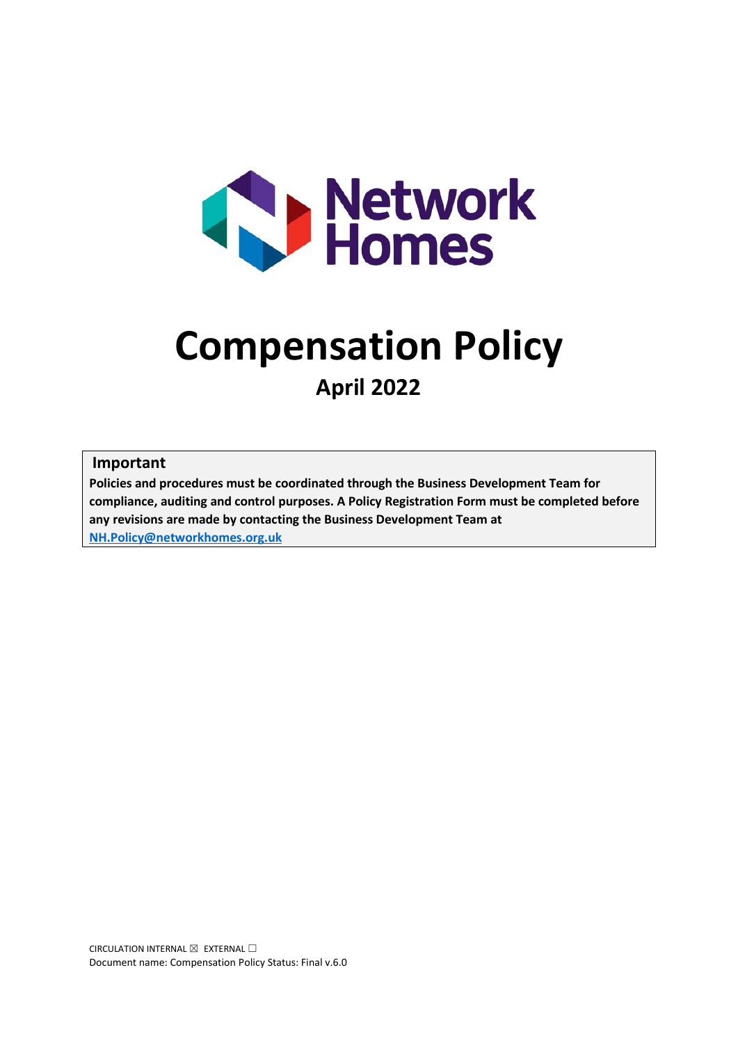Network Homes

# Compensation Policy

## April 2022

**Important**

**Policies and procedures must be coordinated through the Business Development Team for compliance, auditing and control purposes. A Policy Registration Form must be completed before any revisions are made by contacting the Business Development Team at [NH.Policy@networkhomes.org.uk](mailto:NH.Policy@networkhomes.org.uk)**

CIRCULATION INTERNAL ☒ EXTERNAL ☐
Document name: Compensation Policy Status: Final v.6.0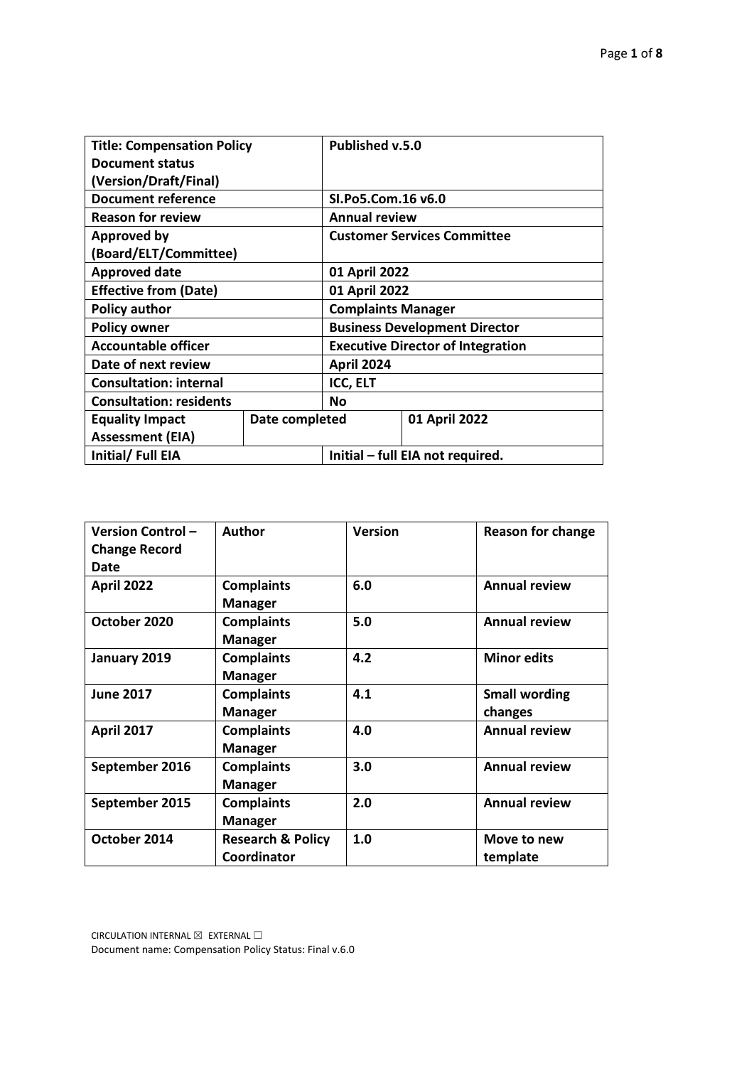| Title: Compensation Policy Document status (Version/Draft/Final) | | Published v.5.0 | |
|---|---|---|---|
| Document reference | | SI.Po5.Com.16 v6.0 | |
| Reason for review | | Annual review | |
| Approved by (Board/ELT/Committee) | | Customer Services Committee | |
| Approved date | | 01 April 2022 | |
| Effective from (Date) | | 01 April 2022 | |
| Policy author | | Complaints Manager | |
| Policy owner | | Business Development Director | |
| Accountable officer | | Executive Director of Integration | |
| Date of next review | | April 2024 | |
| Consultation: internal | | ICC, ELT | |
| Consultation: residents | | No | |
| Equality Impact Assessment (EIA) | Date completed | | 01 April 2022 |
| Initial/ Full EIA | | Initial – full EIA not required. | |

| Version Control – Change Record Date | Author | Version | Reason for change |
|---|---|---|---|
| April 2022 | Complaints Manager | 6.0 | Annual review |
| October 2020 | Complaints Manager | 5.0 | Annual review |
| January 2019 | Complaints Manager | 4.2 | Minor edits |
| June 2017 | Complaints Manager | 4.1 | Small wording changes |
| April 2017 | Complaints Manager | 4.0 | Annual review |
| September 2016 | Complaints Manager | 3.0 | Annual review |
| September 2015 | Complaints Manager | 2.0 | Annual review |
| October 2014 | Research & Policy Coordinator | 1.0 | Move to new template |

CIRCULATION INTERNAL ☒ EXTERNAL ☐
Document name: Compensation Policy Status: Final v.6.0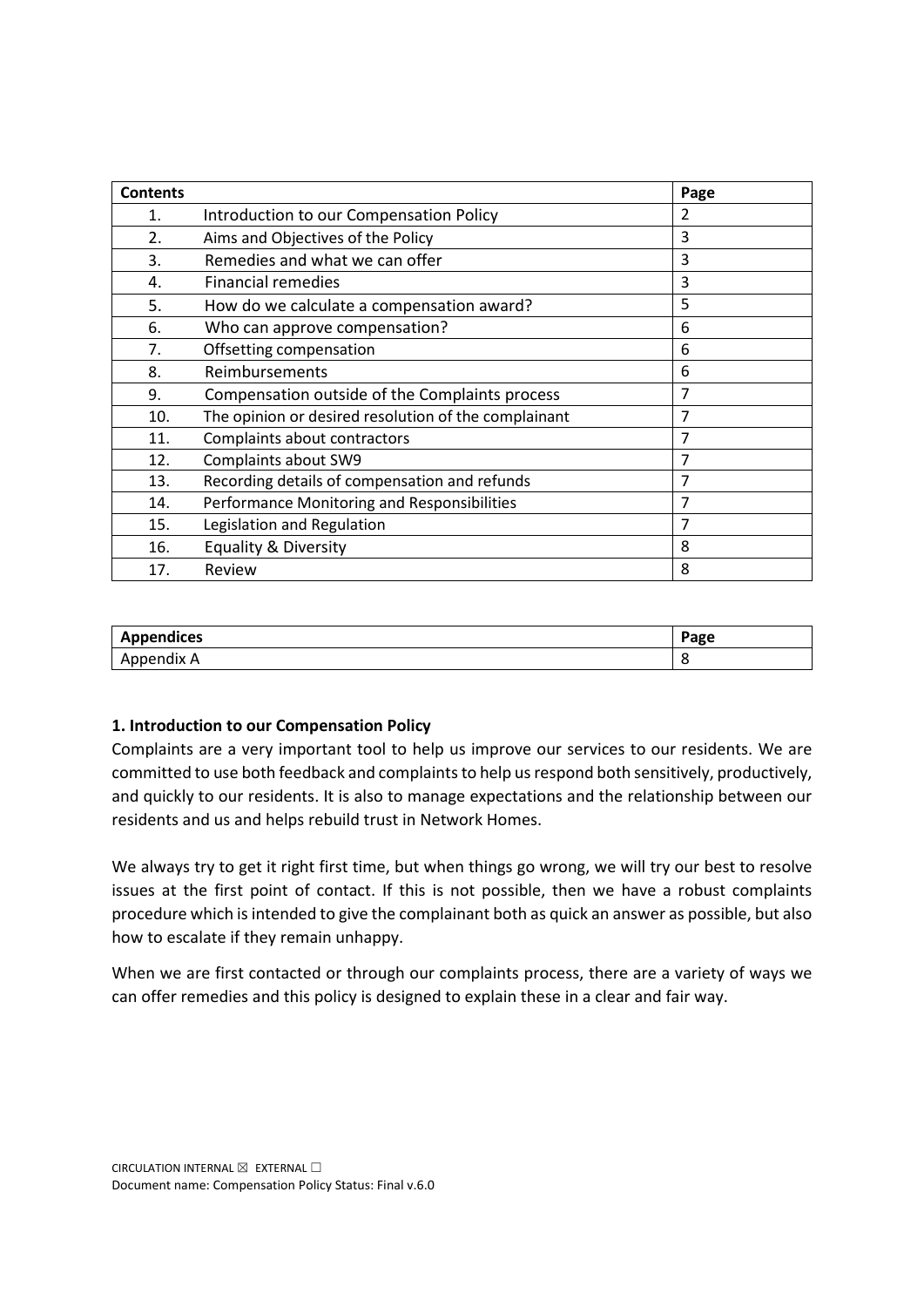| Contents | | Page |
|---|---|---|
| 1. | Introduction to our Compensation Policy | 2 |
| 2. | Aims and Objectives of the Policy | 3 |
| 3. | Remedies and what we can offer | 3 |
| 4. | Financial remedies | 3 |
| 5. | How do we calculate a compensation award? | 5 |
| 6. | Who can approve compensation? | 6 |
| 7. | Offsetting compensation | 6 |
| 8. | Reimbursements | 6 |
| 9. | Compensation outside of the Complaints process | 7 |
| 10. | The opinion or desired resolution of the complainant | 7 |
| 11. | Complaints about contractors | 7 |
| 12. | Complaints about SW9 | 7 |
| 13. | Recording details of compensation and refunds | 7 |
| 14. | Performance Monitoring and Responsibilities | 7 |
| 15. | Legislation and Regulation | 7 |
| 16. | Equality & Diversity | 8 |
| 17. | Review | 8 |

| Appendices | Page |
|---|---|
| Appendix A | 8 |

## 1. Introduction to our Compensation Policy

Complaints are a very important tool to help us improve our services to our residents. We are committed to use both feedback and complaints to help us respond both sensitively, productively, and quickly to our residents. It is also to manage expectations and the relationship between our residents and us and helps rebuild trust in Network Homes.

We always try to get it right first time, but when things go wrong, we will try our best to resolve issues at the first point of contact. If this is not possible, then we have a robust complaints procedure which is intended to give the complainant both as quick an answer as possible, but also how to escalate if they remain unhappy.

When we are first contacted or through our complaints process, there are a variety of ways we can offer remedies and this policy is designed to explain these in a clear and fair way.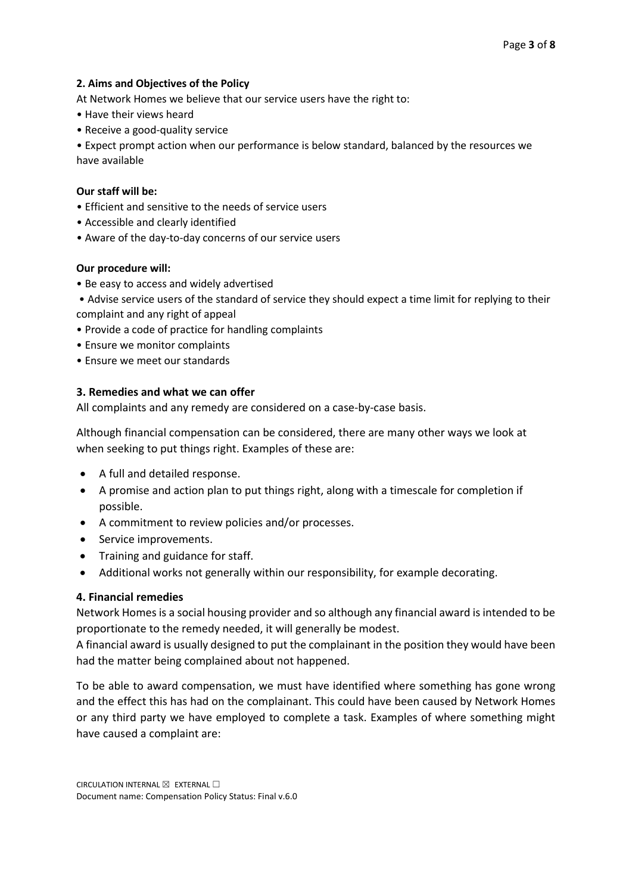## 2. Aims and Objectives of the Policy

At Network Homes we believe that our service users have the right to:

- Have their views heard
- Receive a good-quality service
- Expect prompt action when our performance is below standard, balanced by the resources we have available

**Our staff will be:**

- Efficient and sensitive to the needs of service users
- Accessible and clearly identified
- Aware of the day-to-day concerns of our service users

**Our procedure will:**

- Be easy to access and widely advertised
- Advise service users of the standard of service they should expect a time limit for replying to their complaint and any right of appeal
- Provide a code of practice for handling complaints
- Ensure we monitor complaints
- Ensure we meet our standards

## 3. Remedies and what we can offer

All complaints and any remedy are considered on a case-by-case basis.

Although financial compensation can be considered, there are many other ways we look at when seeking to put things right. Examples of these are:

- A full and detailed response.
- A promise and action plan to put things right, along with a timescale for completion if possible.
- A commitment to review policies and/or processes.
- Service improvements.
- Training and guidance for staff.
- Additional works not generally within our responsibility, for example decorating.

## 4. Financial remedies

Network Homes is a social housing provider and so although any financial award is intended to be proportionate to the remedy needed, it will generally be modest.

A financial award is usually designed to put the complainant in the position they would have been had the matter being complained about not happened.

To be able to award compensation, we must have identified where something has gone wrong and the effect this has had on the complainant. This could have been caused by Network Homes or any third party we have employed to complete a task. Examples of where something might have caused a complaint are:

CIRCULATION INTERNAL ☒ EXTERNAL ☐

Document name: Compensation Policy Status: Final v.6.0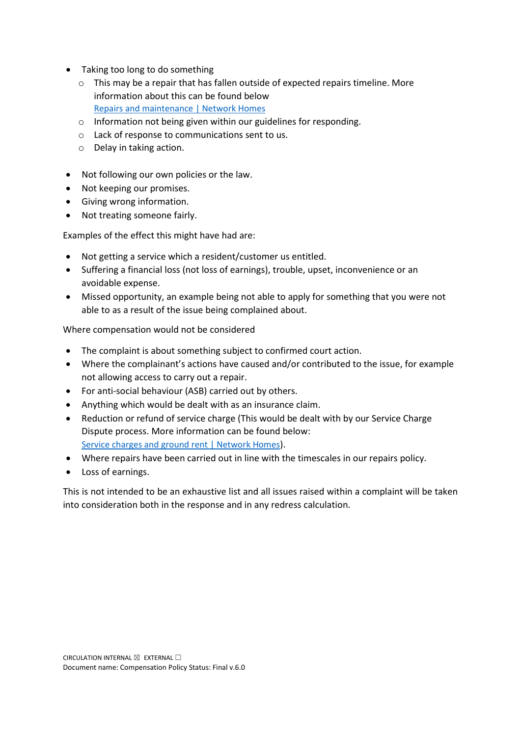- Taking too long to do something
  - This may be a repair that has fallen outside of expected repairs timeline. More information about this can be found below [Repairs and maintenance | Network Homes]
  - Information not being given within our guidelines for responding.
  - Lack of response to communications sent to us.
  - Delay in taking action.

- Not following our own policies or the law.
- Not keeping our promises.
- Giving wrong information.
- Not treating someone fairly.

Examples of the effect this might have had are:

- Not getting a service which a resident/customer us entitled.
- Suffering a financial loss (not loss of earnings), trouble, upset, inconvenience or an avoidable expense.
- Missed opportunity, an example being not able to apply for something that you were not able to as a result of the issue being complained about.

Where compensation would not be considered

- The complaint is about something subject to confirmed court action.
- Where the complainant's actions have caused and/or contributed to the issue, for example not allowing access to carry out a repair.
- For anti-social behaviour (ASB) carried out by others.
- Anything which would be dealt with as an insurance claim.
- Reduction or refund of service charge (This would be dealt with by our Service Charge Dispute process. More information can be found below: [Service charges and ground rent | Network Homes]).
- Where repairs have been carried out in line with the timescales in our repairs policy.
- Loss of earnings.

This is not intended to be an exhaustive list and all issues raised within a complaint will be taken into consideration both in the response and in any redress calculation.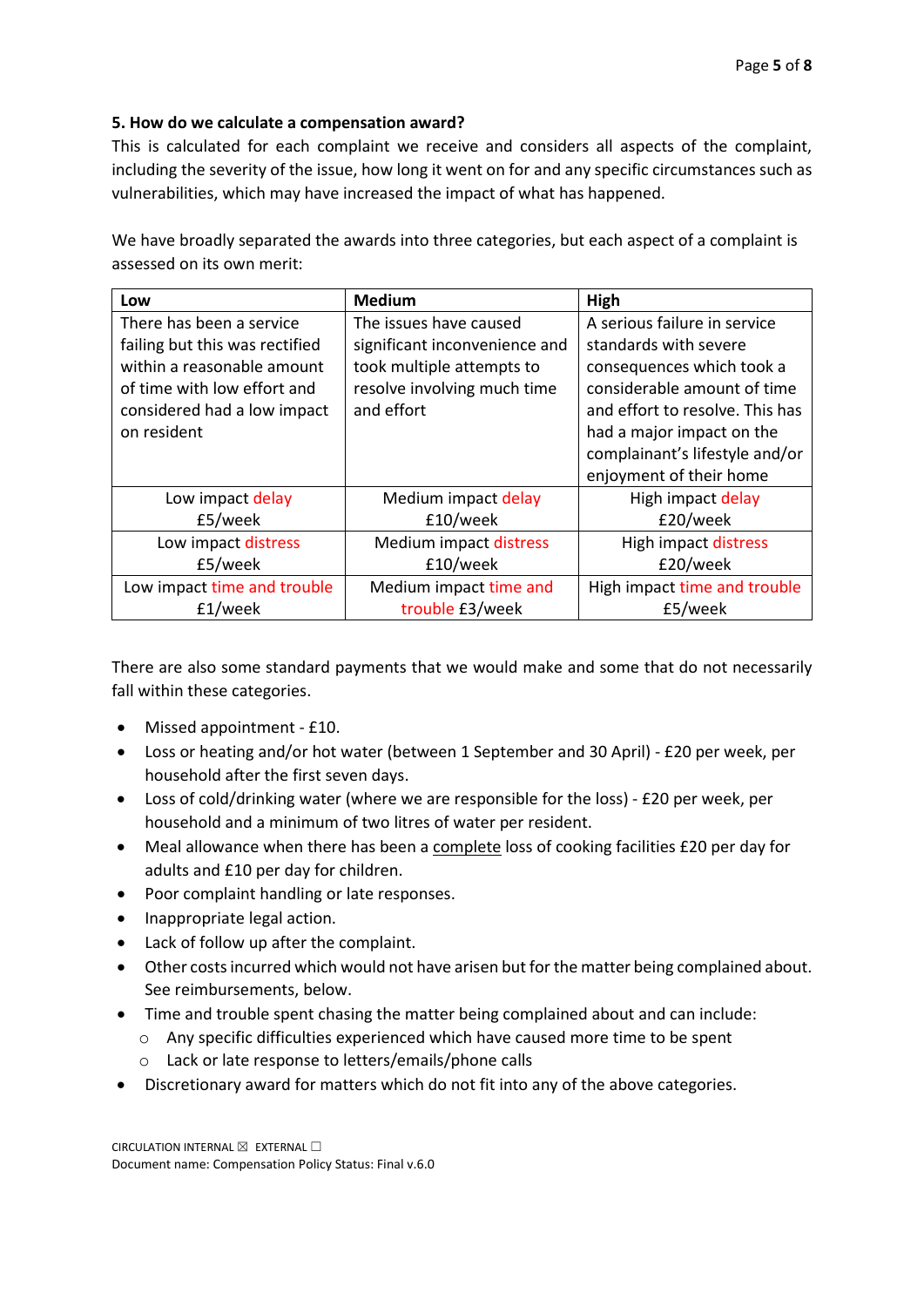### 5. How do we calculate a compensation award?

This is calculated for each complaint we receive and considers all aspects of the complaint, including the severity of the issue, how long it went on for and any specific circumstances such as vulnerabilities, which may have increased the impact of what has happened.

We have broadly separated the awards into three categories, but each aspect of a complaint is assessed on its own merit:

| Low | Medium | High |
|---|---|---|
| There has been a service failing but this was rectified within a reasonable amount of time with low effort and considered had a low impact on resident | The issues have caused significant inconvenience and took multiple attempts to resolve involving much time and effort | A serious failure in service standards with severe consequences which took a considerable amount of time and effort to resolve. This has had a major impact on the complainant's lifestyle and/or enjoyment of their home |
| Low impact delay £5/week | Medium impact delay £10/week | High impact delay £20/week |
| Low impact distress £5/week | Medium impact distress £10/week | High impact distress £20/week |
| Low impact time and trouble £1/week | Medium impact time and trouble £3/week | High impact time and trouble £5/week |

There are also some standard payments that we would make and some that do not necessarily fall within these categories.

- Missed appointment - £10.
- Loss or heating and/or hot water (between 1 September and 30 April) - £20 per week, per household after the first seven days.
- Loss of cold/drinking water (where we are responsible for the loss) - £20 per week, per household and a minimum of two litres of water per resident.
- Meal allowance when there has been a complete loss of cooking facilities £20 per day for adults and £10 per day for children.
- Poor complaint handling or late responses.
- Inappropriate legal action.
- Lack of follow up after the complaint.
- Other costs incurred which would not have arisen but for the matter being complained about. See reimbursements, below.
- Time and trouble spent chasing the matter being complained about and can include:
  - Any specific difficulties experienced which have caused more time to be spent
  - Lack or late response to letters/emails/phone calls
- Discretionary award for matters which do not fit into any of the above categories.

CIRCULATION INTERNAL ☒ EXTERNAL ☐
Document name: Compensation Policy Status: Final v.6.0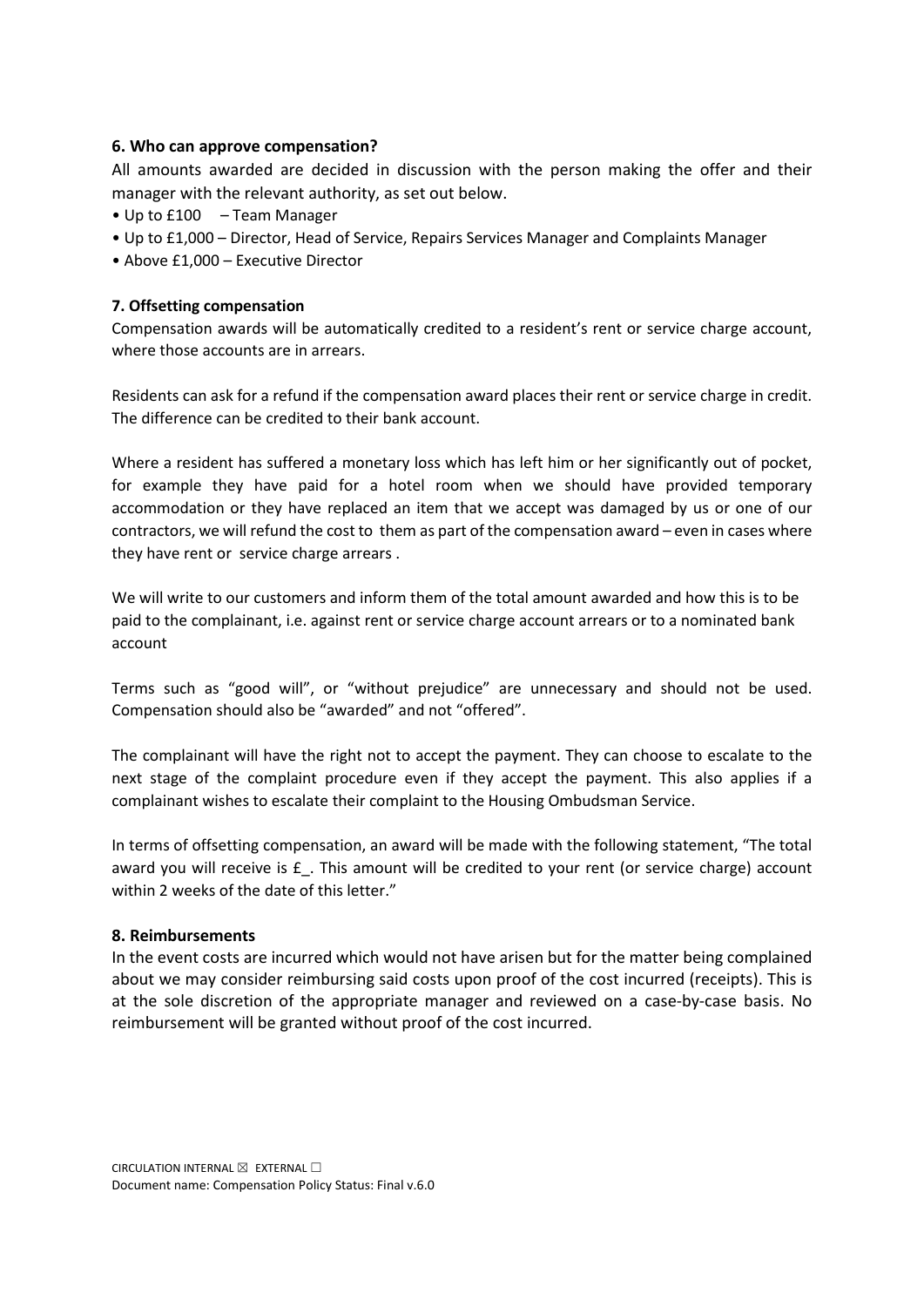### 6. Who can approve compensation?

All amounts awarded are decided in discussion with the person making the offer and their manager with the relevant authority, as set out below.

- Up to £100 – Team Manager
- Up to £1,000 – Director, Head of Service, Repairs Services Manager and Complaints Manager
- Above £1,000 – Executive Director

### 7. Offsetting compensation

Compensation awards will be automatically credited to a resident's rent or service charge account, where those accounts are in arrears.

Residents can ask for a refund if the compensation award places their rent or service charge in credit. The difference can be credited to their bank account.

Where a resident has suffered a monetary loss which has left him or her significantly out of pocket, for example they have paid for a hotel room when we should have provided temporary accommodation or they have replaced an item that we accept was damaged by us or one of our contractors, we will refund the cost to them as part of the compensation award – even in cases where they have rent or service charge arrears .

We will write to our customers and inform them of the total amount awarded and how this is to be paid to the complainant, i.e. against rent or service charge account arrears or to a nominated bank account

Terms such as "good will", or "without prejudice" are unnecessary and should not be used. Compensation should also be "awarded" and not "offered".

The complainant will have the right not to accept the payment. They can choose to escalate to the next stage of the complaint procedure even if they accept the payment. This also applies if a complainant wishes to escalate their complaint to the Housing Ombudsman Service.

In terms of offsetting compensation, an award will be made with the following statement, "The total award you will receive is £_. This amount will be credited to your rent (or service charge) account within 2 weeks of the date of this letter."

### 8. Reimbursements

In the event costs are incurred which would not have arisen but for the matter being complained about we may consider reimbursing said costs upon proof of the cost incurred (receipts). This is at the sole discretion of the appropriate manager and reviewed on a case-by-case basis. No reimbursement will be granted without proof of the cost incurred.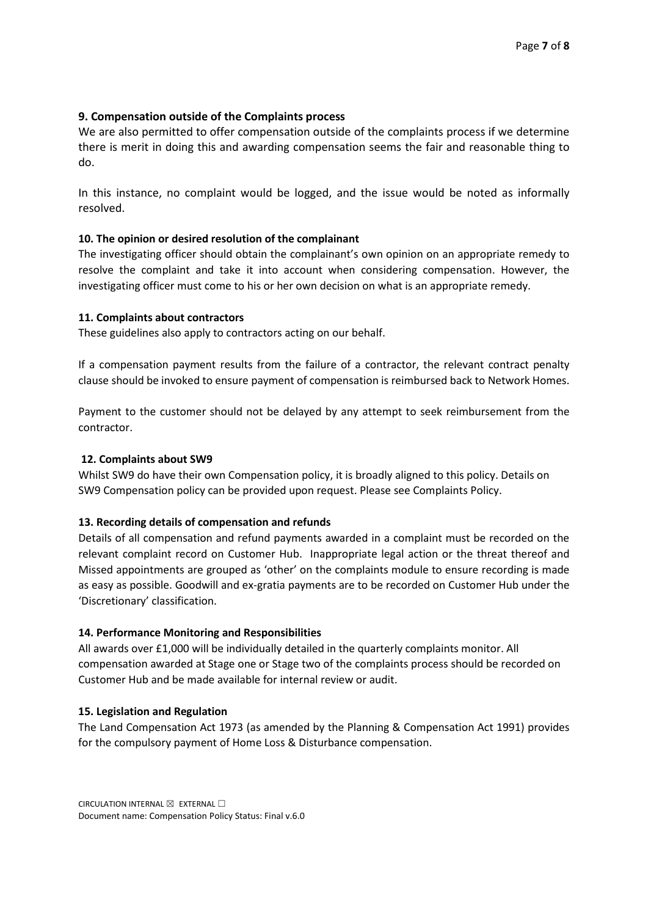### 9. Compensation outside of the Complaints process

We are also permitted to offer compensation outside of the complaints process if we determine there is merit in doing this and awarding compensation seems the fair and reasonable thing to do.

In this instance, no complaint would be logged, and the issue would be noted as informally resolved.

### 10. The opinion or desired resolution of the complainant

The investigating officer should obtain the complainant's own opinion on an appropriate remedy to resolve the complaint and take it into account when considering compensation. However, the investigating officer must come to his or her own decision on what is an appropriate remedy.

### 11. Complaints about contractors

These guidelines also apply to contractors acting on our behalf.

If a compensation payment results from the failure of a contractor, the relevant contract penalty clause should be invoked to ensure payment of compensation is reimbursed back to Network Homes.

Payment to the customer should not be delayed by any attempt to seek reimbursement from the contractor.

### 12. Complaints about SW9

Whilst SW9 do have their own Compensation policy, it is broadly aligned to this policy. Details on SW9 Compensation policy can be provided upon request. Please see Complaints Policy.

### 13. Recording details of compensation and refunds

Details of all compensation and refund payments awarded in a complaint must be recorded on the relevant complaint record on Customer Hub. Inappropriate legal action or the threat thereof and Missed appointments are grouped as 'other' on the complaints module to ensure recording is made as easy as possible. Goodwill and ex-gratia payments are to be recorded on Customer Hub under the 'Discretionary' classification.

### 14. Performance Monitoring and Responsibilities

All awards over £1,000 will be individually detailed in the quarterly complaints monitor. All compensation awarded at Stage one or Stage two of the complaints process should be recorded on Customer Hub and be made available for internal review or audit.

### 15. Legislation and Regulation

The Land Compensation Act 1973 (as amended by the Planning & Compensation Act 1991) provides for the compulsory payment of Home Loss & Disturbance compensation.

CIRCULATION INTERNAL ☒ EXTERNAL ☐
Document name: Compensation Policy Status: Final v.6.0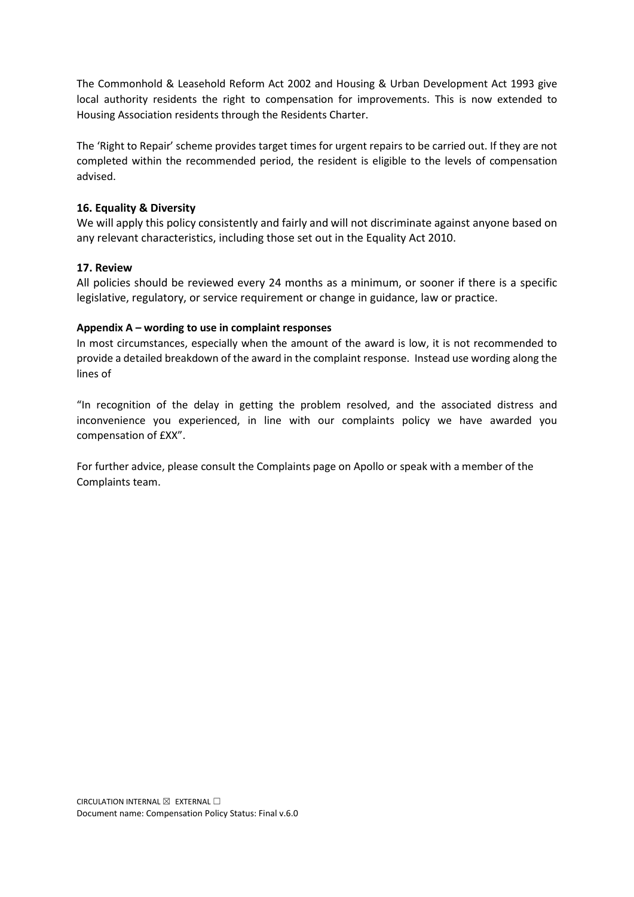The Commonhold & Leasehold Reform Act 2002 and Housing & Urban Development Act 1993 give local authority residents the right to compensation for improvements. This is now extended to Housing Association residents through the Residents Charter.

The 'Right to Repair' scheme provides target times for urgent repairs to be carried out. If they are not completed within the recommended period, the resident is eligible to the levels of compensation advised.

### 16. Equality & Diversity

We will apply this policy consistently and fairly and will not discriminate against anyone based on any relevant characteristics, including those set out in the Equality Act 2010.

### 17. Review

All policies should be reviewed every 24 months as a minimum, or sooner if there is a specific legislative, regulatory, or service requirement or change in guidance, law or practice.

### Appendix A – wording to use in complaint responses

In most circumstances, especially when the amount of the award is low, it is not recommended to provide a detailed breakdown of the award in the complaint response. Instead use wording along the lines of

"In recognition of the delay in getting the problem resolved, and the associated distress and inconvenience you experienced, in line with our complaints policy we have awarded you compensation of £XX".

For further advice, please consult the Complaints page on Apollo or speak with a member of the Complaints team.